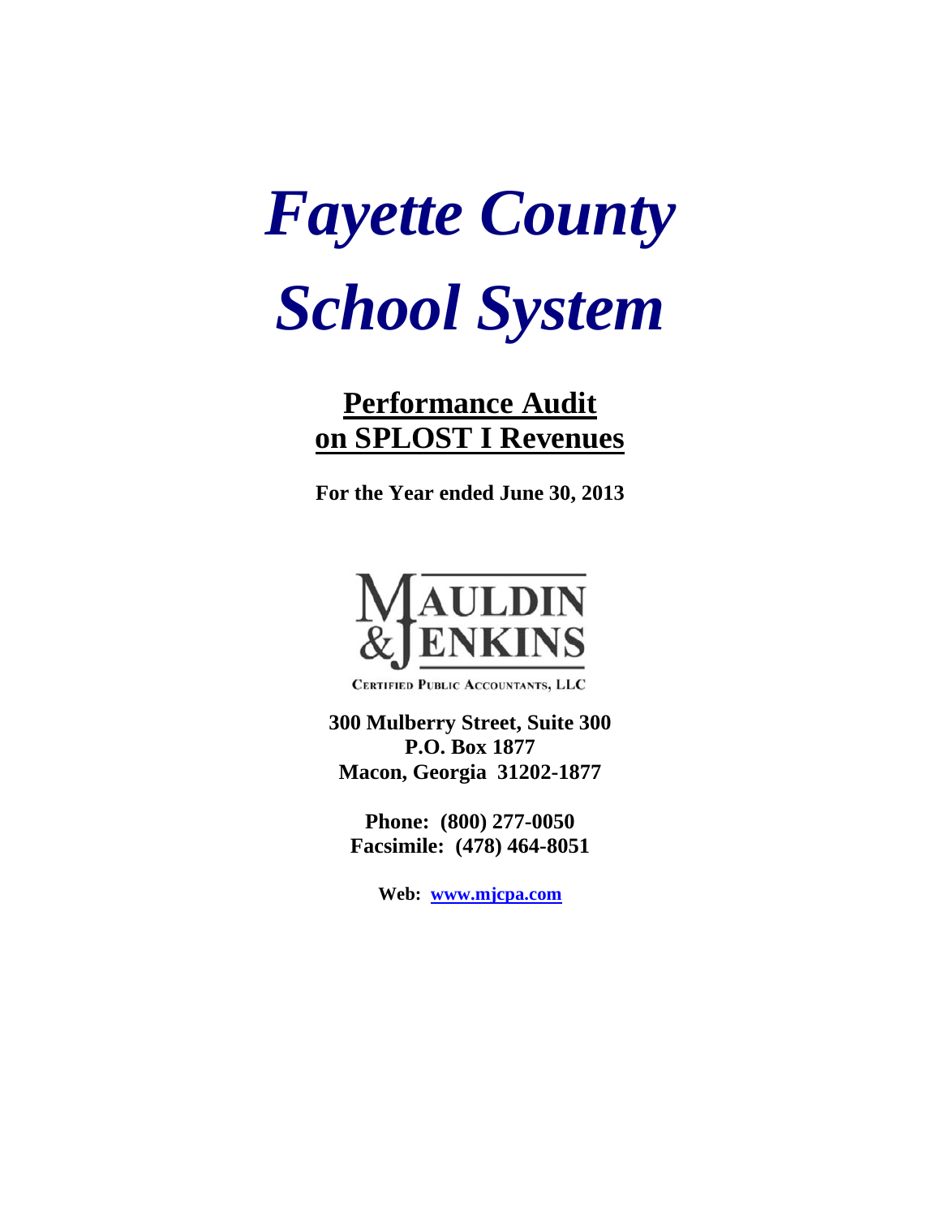# *Fayette County School System*

## Performance Audit on SPLOST I Revenues

**For the Year ended June 30, 2013**

MAULDIN & JENKINS

CERTIFIED PUBLIC ACCOUNTANTS, LLC

**300 Mulberry Street, Suite 300**
**P.O. Box 1877**
**Macon, Georgia 31202-1877**

**Phone: (800) 277-0050**
**Facsimile: (478) 464-8051**

**Web: www.mjcpa.com**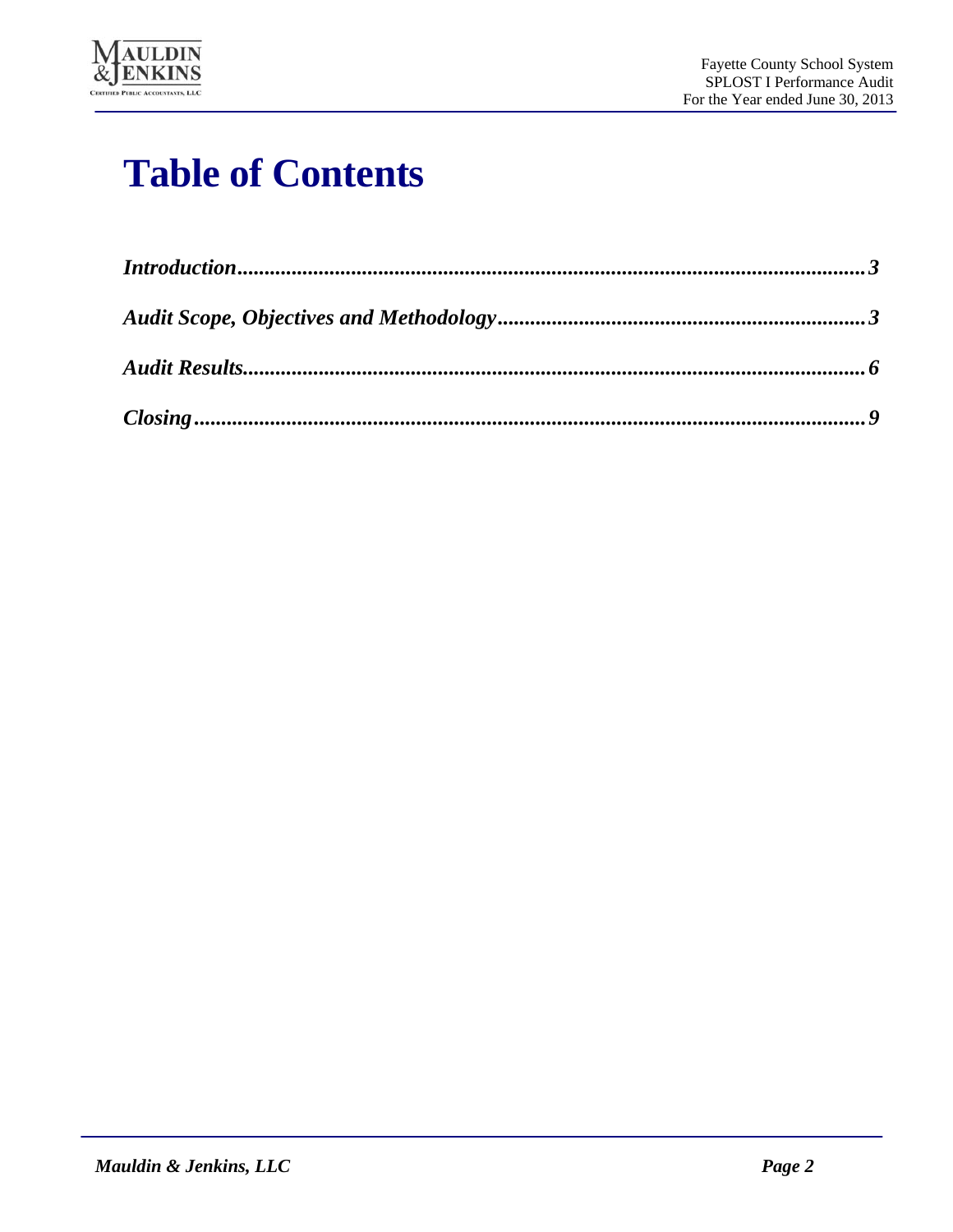# Table of Contents

*Introduction* ........................................................................................................ 3

*Audit Scope, Objectives and Methodology* ................................................................... 3

*Audit Results* ....................................................................................................... 6

*Closing* ............................................................................................................... 9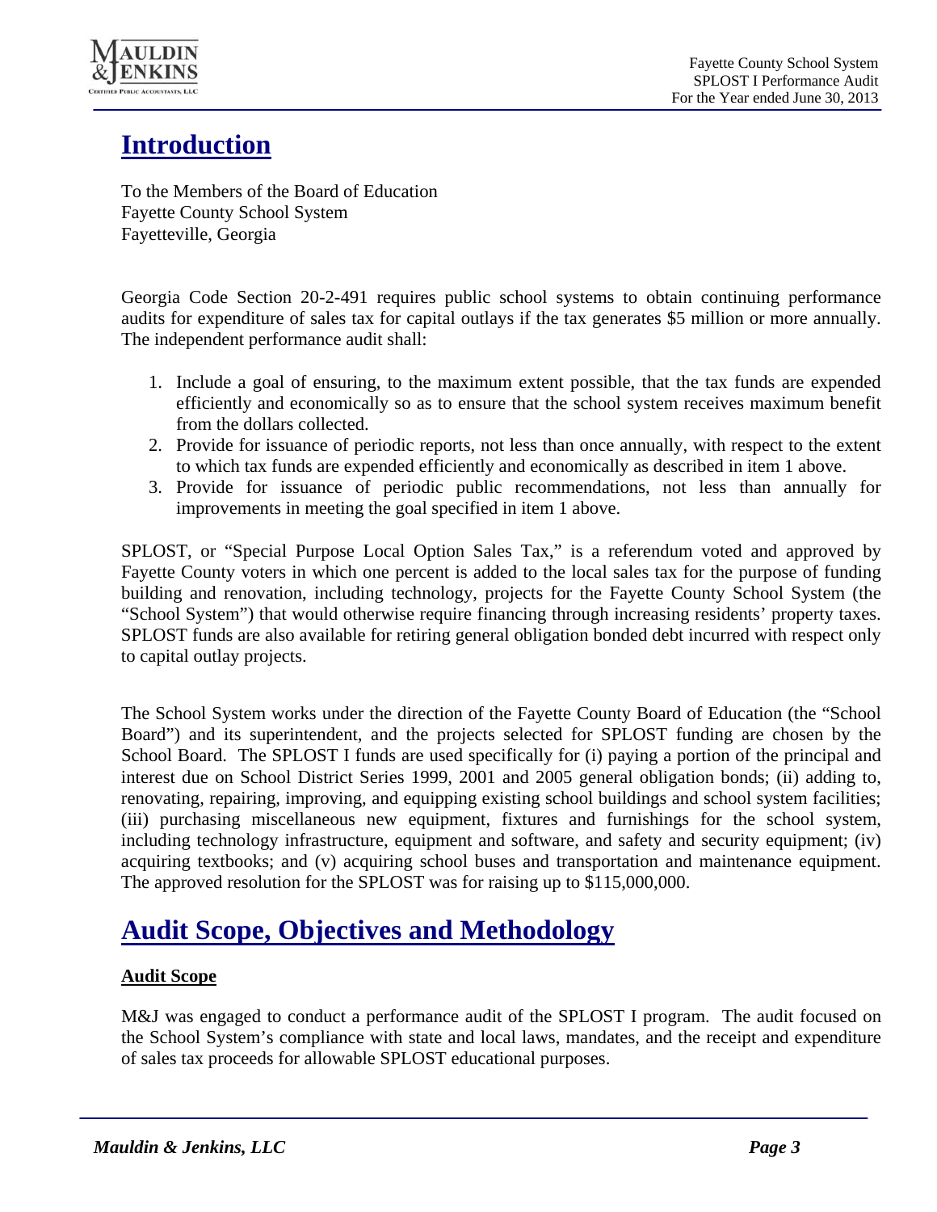# Introduction

To the Members of the Board of Education
Fayette County School System
Fayetteville, Georgia

Georgia Code Section 20-2-491 requires public school systems to obtain continuing performance audits for expenditure of sales tax for capital outlays if the tax generates $5 million or more annually. The independent performance audit shall:

1. Include a goal of ensuring, to the maximum extent possible, that the tax funds are expended efficiently and economically so as to ensure that the school system receives maximum benefit from the dollars collected.
2. Provide for issuance of periodic reports, not less than once annually, with respect to the extent to which tax funds are expended efficiently and economically as described in item 1 above.
3. Provide for issuance of periodic public recommendations, not less than annually for improvements in meeting the goal specified in item 1 above.

SPLOST, or "Special Purpose Local Option Sales Tax," is a referendum voted and approved by Fayette County voters in which one percent is added to the local sales tax for the purpose of funding building and renovation, including technology, projects for the Fayette County School System (the "School System") that would otherwise require financing through increasing residents' property taxes. SPLOST funds are also available for retiring general obligation bonded debt incurred with respect only to capital outlay projects.

The School System works under the direction of the Fayette County Board of Education (the "School Board") and its superintendent, and the projects selected for SPLOST funding are chosen by the School Board. The SPLOST I funds are used specifically for (i) paying a portion of the principal and interest due on School District Series 1999, 2001 and 2005 general obligation bonds; (ii) adding to, renovating, repairing, improving, and equipping existing school buildings and school system facilities; (iii) purchasing miscellaneous new equipment, fixtures and furnishings for the school system, including technology infrastructure, equipment and software, and safety and security equipment; (iv) acquiring textbooks; and (v) acquiring school buses and transportation and maintenance equipment. The approved resolution for the SPLOST was for raising up to $115,000,000.

# Audit Scope, Objectives and Methodology

## Audit Scope

M&J was engaged to conduct a performance audit of the SPLOST I program. The audit focused on the School System's compliance with state and local laws, mandates, and the receipt and expenditure of sales tax proceeds for allowable SPLOST educational purposes.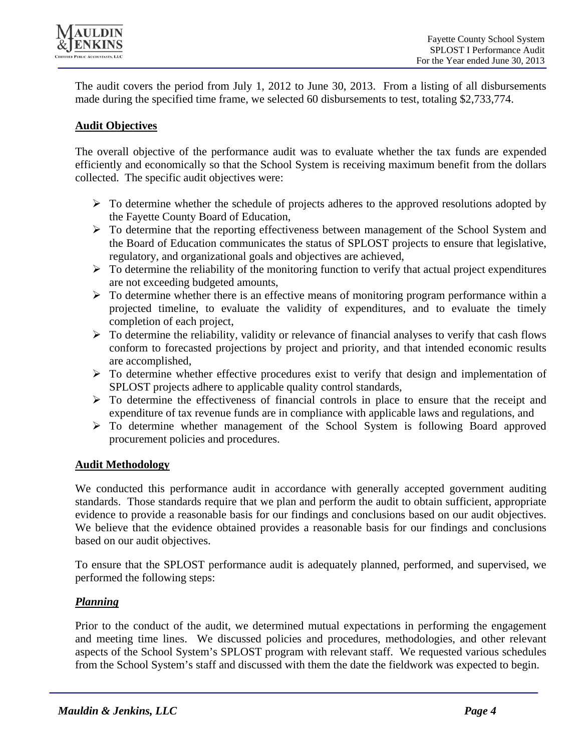The audit covers the period from July 1, 2012 to June 30, 2013. From a listing of all disbursements made during the specified time frame, we selected 60 disbursements to test, totaling $2,733,774.

## Audit Objectives

The overall objective of the performance audit was to evaluate whether the tax funds are expended efficiently and economically so that the School System is receiving maximum benefit from the dollars collected. The specific audit objectives were:

- To determine whether the schedule of projects adheres to the approved resolutions adopted by the Fayette County Board of Education,
- To determine that the reporting effectiveness between management of the School System and the Board of Education communicates the status of SPLOST projects to ensure that legislative, regulatory, and organizational goals and objectives are achieved,
- To determine the reliability of the monitoring function to verify that actual project expenditures are not exceeding budgeted amounts,
- To determine whether there is an effective means of monitoring program performance within a projected timeline, to evaluate the validity of expenditures, and to evaluate the timely completion of each project,
- To determine the reliability, validity or relevance of financial analyses to verify that cash flows conform to forecasted projections by project and priority, and that intended economic results are accomplished,
- To determine whether effective procedures exist to verify that design and implementation of SPLOST projects adhere to applicable quality control standards,
- To determine the effectiveness of financial controls in place to ensure that the receipt and expenditure of tax revenue funds are in compliance with applicable laws and regulations, and
- To determine whether management of the School System is following Board approved procurement policies and procedures.

## Audit Methodology

We conducted this performance audit in accordance with generally accepted government auditing standards. Those standards require that we plan and perform the audit to obtain sufficient, appropriate evidence to provide a reasonable basis for our findings and conclusions based on our audit objectives. We believe that the evidence obtained provides a reasonable basis for our findings and conclusions based on our audit objectives.

To ensure that the SPLOST performance audit is adequately planned, performed, and supervised, we performed the following steps:

### *Planning*

Prior to the conduct of the audit, we determined mutual expectations in performing the engagement and meeting time lines. We discussed policies and procedures, methodologies, and other relevant aspects of the School System's SPLOST program with relevant staff. We requested various schedules from the School System's staff and discussed with them the date the fieldwork was expected to begin.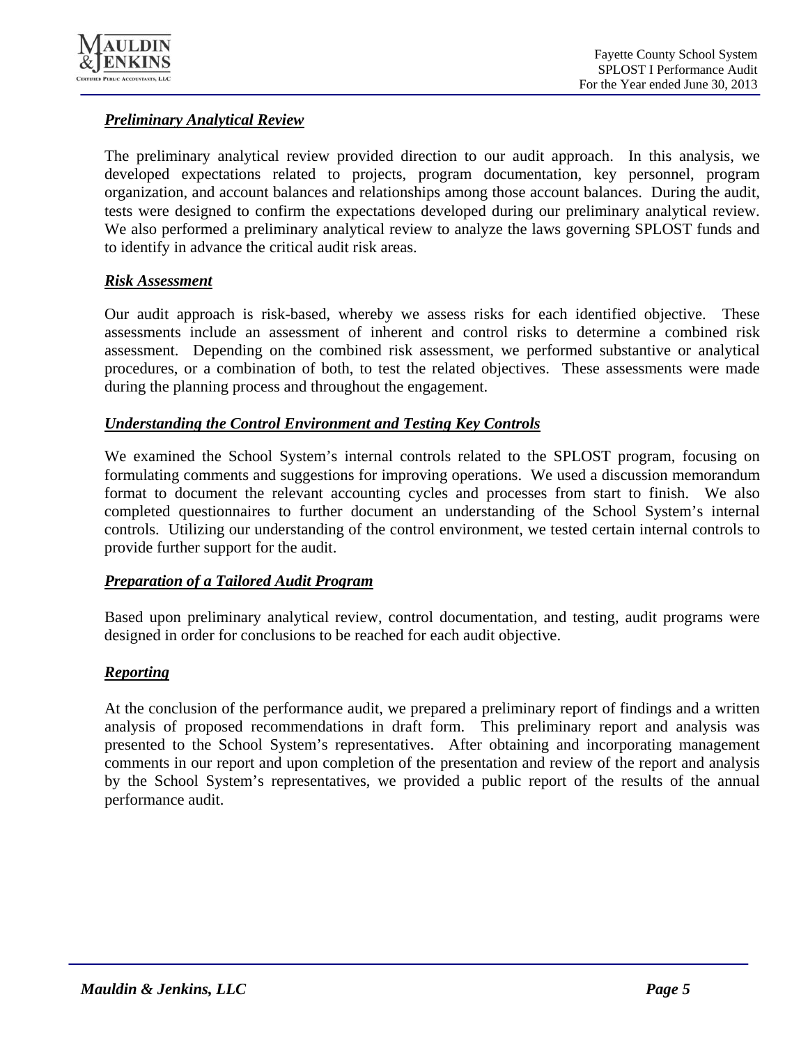### ***Preliminary Analytical Review***

The preliminary analytical review provided direction to our audit approach. In this analysis, we developed expectations related to projects, program documentation, key personnel, program organization, and account balances and relationships among those account balances. During the audit, tests were designed to confirm the expectations developed during our preliminary analytical review. We also performed a preliminary analytical review to analyze the laws governing SPLOST funds and to identify in advance the critical audit risk areas.

### ***Risk Assessment***

Our audit approach is risk-based, whereby we assess risks for each identified objective. These assessments include an assessment of inherent and control risks to determine a combined risk assessment. Depending on the combined risk assessment, we performed substantive or analytical procedures, or a combination of both, to test the related objectives. These assessments were made during the planning process and throughout the engagement.

### ***Understanding the Control Environment and Testing Key Controls***

We examined the School System's internal controls related to the SPLOST program, focusing on formulating comments and suggestions for improving operations. We used a discussion memorandum format to document the relevant accounting cycles and processes from start to finish. We also completed questionnaires to further document an understanding of the School System's internal controls. Utilizing our understanding of the control environment, we tested certain internal controls to provide further support for the audit.

### ***Preparation of a Tailored Audit Program***

Based upon preliminary analytical review, control documentation, and testing, audit programs were designed in order for conclusions to be reached for each audit objective.

### ***Reporting***

At the conclusion of the performance audit, we prepared a preliminary report of findings and a written analysis of proposed recommendations in draft form. This preliminary report and analysis was presented to the School System's representatives. After obtaining and incorporating management comments in our report and upon completion of the presentation and review of the report and analysis by the School System's representatives, we provided a public report of the results of the annual performance audit.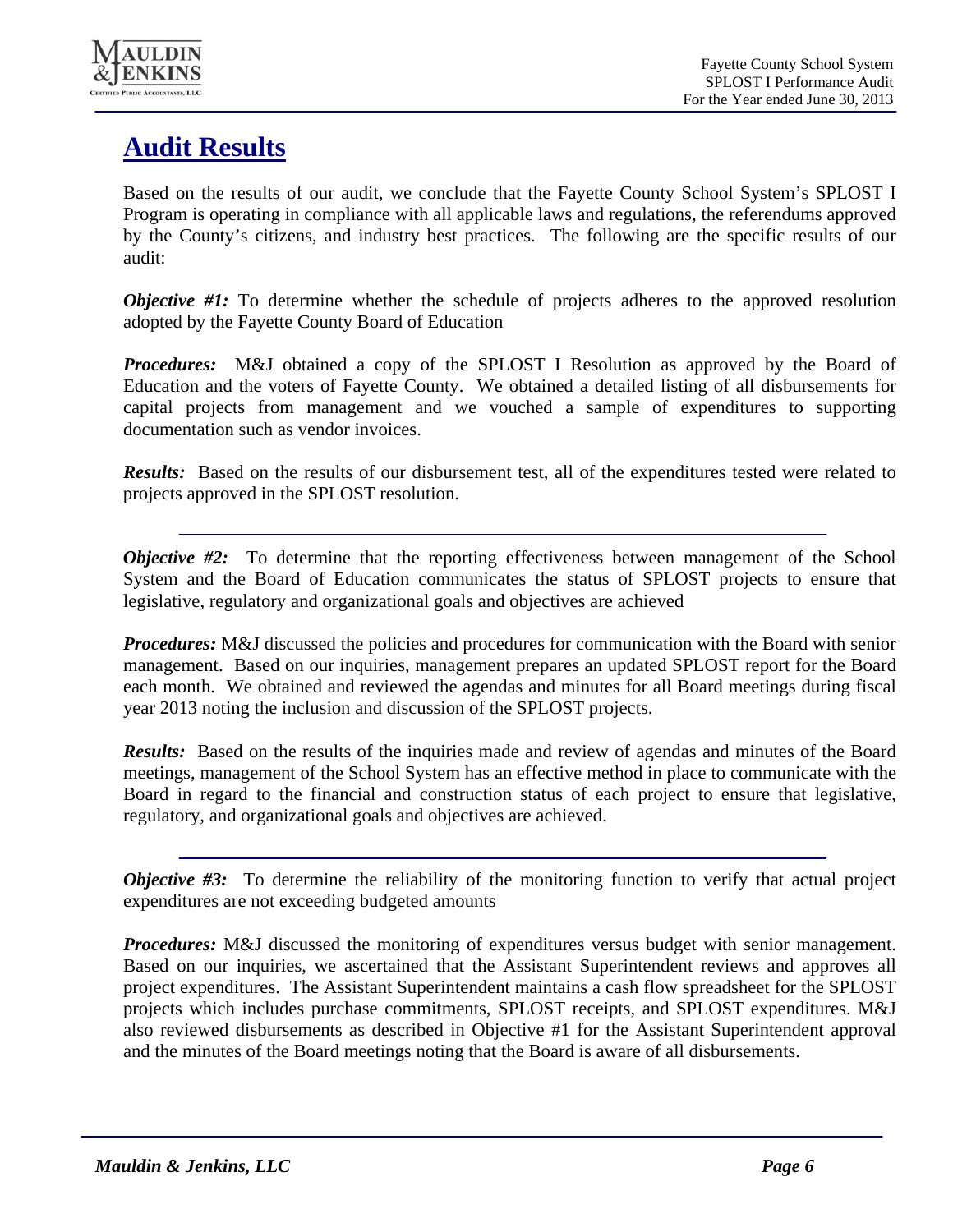# Audit Results

Based on the results of our audit, we conclude that the Fayette County School System's SPLOST I Program is operating in compliance with all applicable laws and regulations, the referendums approved by the County's citizens, and industry best practices. The following are the specific results of our audit:

***Objective #1:*** To determine whether the schedule of projects adheres to the approved resolution adopted by the Fayette County Board of Education

***Procedures:*** M&J obtained a copy of the SPLOST I Resolution as approved by the Board of Education and the voters of Fayette County. We obtained a detailed listing of all disbursements for capital projects from management and we vouched a sample of expenditures to supporting documentation such as vendor invoices.

***Results:*** Based on the results of our disbursement test, all of the expenditures tested were related to projects approved in the SPLOST resolution.

---

***Objective #2:*** To determine that the reporting effectiveness between management of the School System and the Board of Education communicates the status of SPLOST projects to ensure that legislative, regulatory and organizational goals and objectives are achieved

***Procedures:*** M&J discussed the policies and procedures for communication with the Board with senior management. Based on our inquiries, management prepares an updated SPLOST report for the Board each month. We obtained and reviewed the agendas and minutes for all Board meetings during fiscal year 2013 noting the inclusion and discussion of the SPLOST projects.

***Results:*** Based on the results of the inquiries made and review of agendas and minutes of the Board meetings, management of the School System has an effective method in place to communicate with the Board in regard to the financial and construction status of each project to ensure that legislative, regulatory, and organizational goals and objectives are achieved.

---

***Objective #3:*** To determine the reliability of the monitoring function to verify that actual project expenditures are not exceeding budgeted amounts

***Procedures:*** M&J discussed the monitoring of expenditures versus budget with senior management. Based on our inquiries, we ascertained that the Assistant Superintendent reviews and approves all project expenditures. The Assistant Superintendent maintains a cash flow spreadsheet for the SPLOST projects which includes purchase commitments, SPLOST receipts, and SPLOST expenditures. M&J also reviewed disbursements as described in Objective #1 for the Assistant Superintendent approval and the minutes of the Board meetings noting that the Board is aware of all disbursements.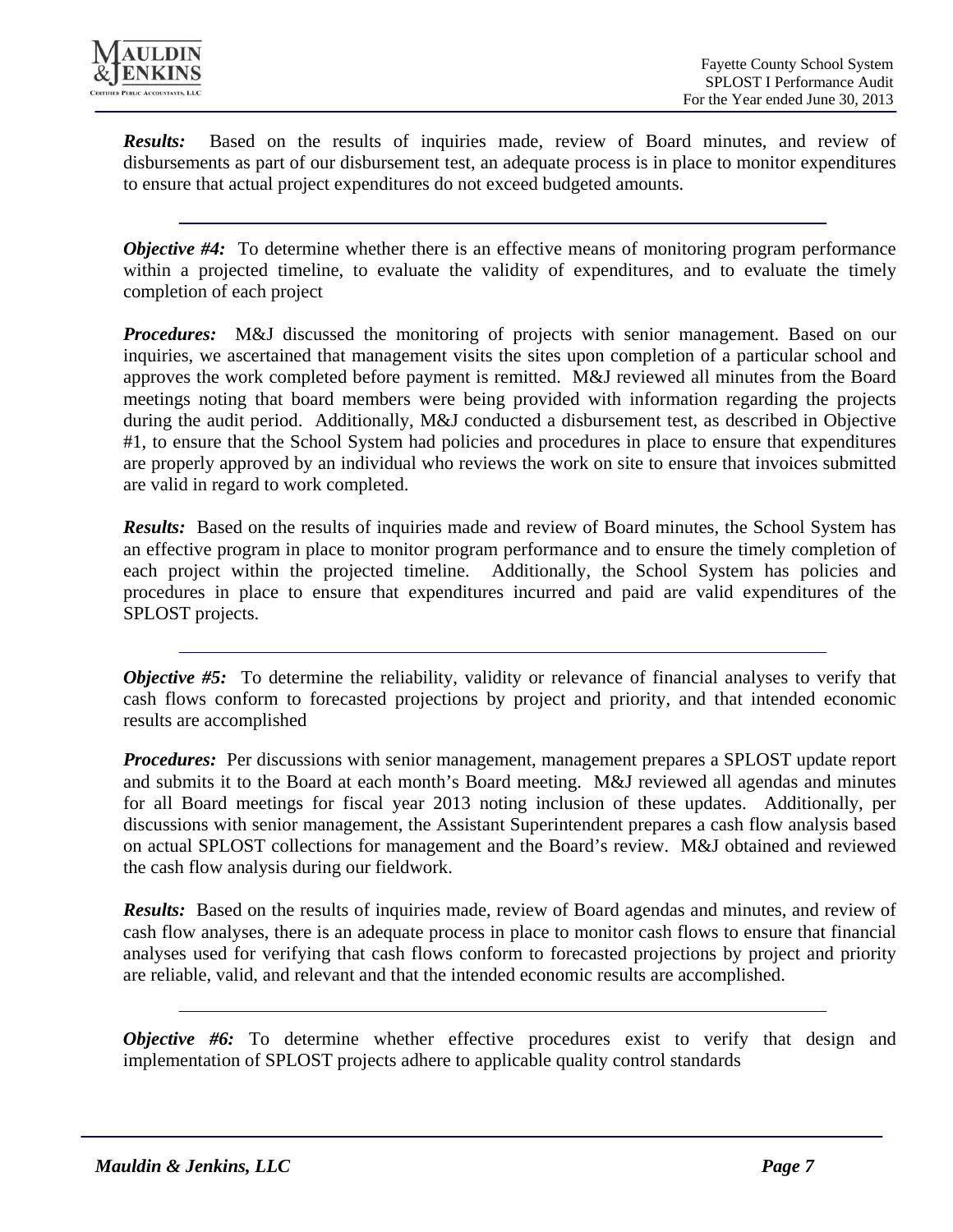***Results:*** Based on the results of inquiries made, review of Board minutes, and review of disbursements as part of our disbursement test, an adequate process is in place to monitor expenditures to ensure that actual project expenditures do not exceed budgeted amounts.

---

***Objective #4:*** To determine whether there is an effective means of monitoring program performance within a projected timeline, to evaluate the validity of expenditures, and to evaluate the timely completion of each project

***Procedures:*** M&J discussed the monitoring of projects with senior management. Based on our inquiries, we ascertained that management visits the sites upon completion of a particular school and approves the work completed before payment is remitted. M&J reviewed all minutes from the Board meetings noting that board members were being provided with information regarding the projects during the audit period. Additionally, M&J conducted a disbursement test, as described in Objective #1, to ensure that the School System had policies and procedures in place to ensure that expenditures are properly approved by an individual who reviews the work on site to ensure that invoices submitted are valid in regard to work completed.

***Results:*** Based on the results of inquiries made and review of Board minutes, the School System has an effective program in place to monitor program performance and to ensure the timely completion of each project within the projected timeline. Additionally, the School System has policies and procedures in place to ensure that expenditures incurred and paid are valid expenditures of the SPLOST projects.

---

***Objective #5:*** To determine the reliability, validity or relevance of financial analyses to verify that cash flows conform to forecasted projections by project and priority, and that intended economic results are accomplished

***Procedures:*** Per discussions with senior management, management prepares a SPLOST update report and submits it to the Board at each month's Board meeting. M&J reviewed all agendas and minutes for all Board meetings for fiscal year 2013 noting inclusion of these updates. Additionally, per discussions with senior management, the Assistant Superintendent prepares a cash flow analysis based on actual SPLOST collections for management and the Board's review. M&J obtained and reviewed the cash flow analysis during our fieldwork.

***Results:*** Based on the results of inquiries made, review of Board agendas and minutes, and review of cash flow analyses, there is an adequate process in place to monitor cash flows to ensure that financial analyses used for verifying that cash flows conform to forecasted projections by project and priority are reliable, valid, and relevant and that the intended economic results are accomplished.

---

***Objective #6:*** To determine whether effective procedures exist to verify that design and implementation of SPLOST projects adhere to applicable quality control standards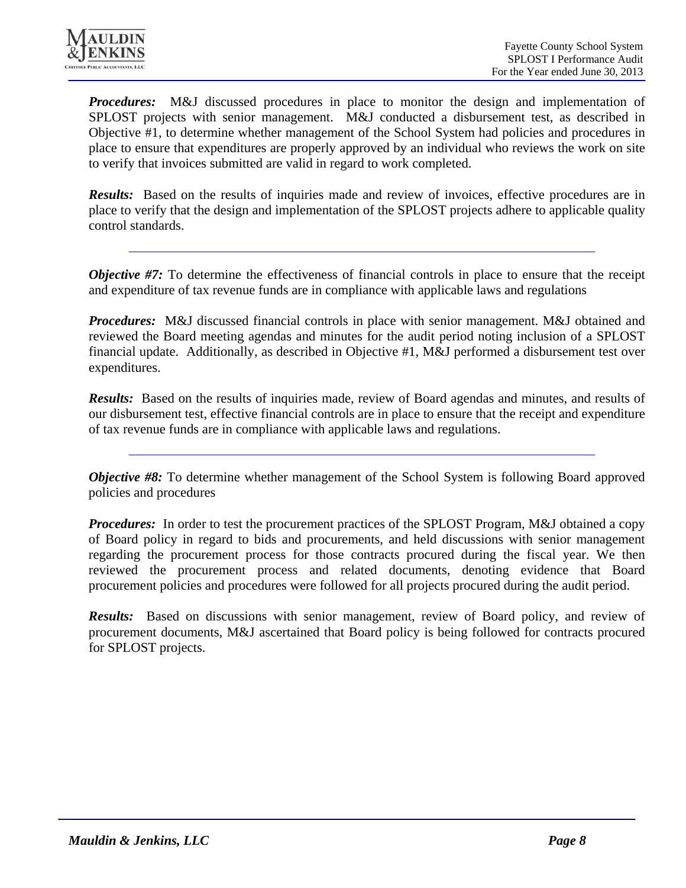***Procedures:*** M&J discussed procedures in place to monitor the design and implementation of SPLOST projects with senior management. M&J conducted a disbursement test, as described in Objective #1, to determine whether management of the School System had policies and procedures in place to ensure that expenditures are properly approved by an individual who reviews the work on site to verify that invoices submitted are valid in regard to work completed.

***Results:*** Based on the results of inquiries made and review of invoices, effective procedures are in place to verify that the design and implementation of the SPLOST projects adhere to applicable quality control standards.

---

***Objective #7:*** To determine the effectiveness of financial controls in place to ensure that the receipt and expenditure of tax revenue funds are in compliance with applicable laws and regulations

***Procedures:*** M&J discussed financial controls in place with senior management. M&J obtained and reviewed the Board meeting agendas and minutes for the audit period noting inclusion of a SPLOST financial update. Additionally, as described in Objective #1, M&J performed a disbursement test over expenditures.

***Results:*** Based on the results of inquiries made, review of Board agendas and minutes, and results of our disbursement test, effective financial controls are in place to ensure that the receipt and expenditure of tax revenue funds are in compliance with applicable laws and regulations.

---

***Objective #8:*** To determine whether management of the School System is following Board approved policies and procedures

***Procedures:*** In order to test the procurement practices of the SPLOST Program, M&J obtained a copy of Board policy in regard to bids and procurements, and held discussions with senior management regarding the procurement process for those contracts procured during the fiscal year. We then reviewed the procurement process and related documents, denoting evidence that Board procurement policies and procedures were followed for all projects procured during the audit period.

***Results:*** Based on discussions with senior management, review of Board policy, and review of procurement documents, M&J ascertained that Board policy is being followed for contracts procured for SPLOST projects.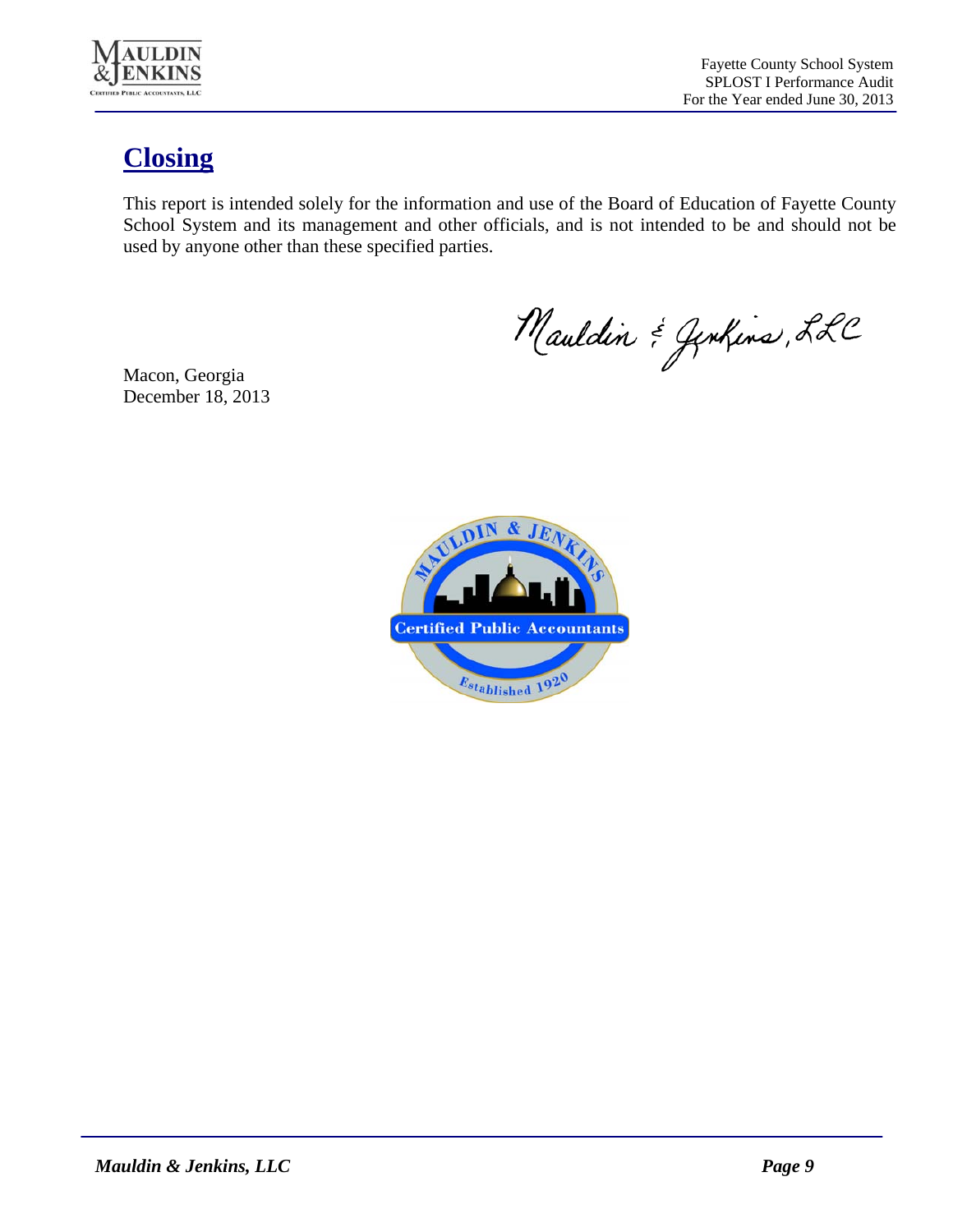## Closing

This report is intended solely for the information and use of the Board of Education of Fayette County School System and its management and other officials, and is not intended to be and should not be used by anyone other than these specified parties.

Mauldin & Jenkins, LLC

Macon, Georgia
December 18, 2013